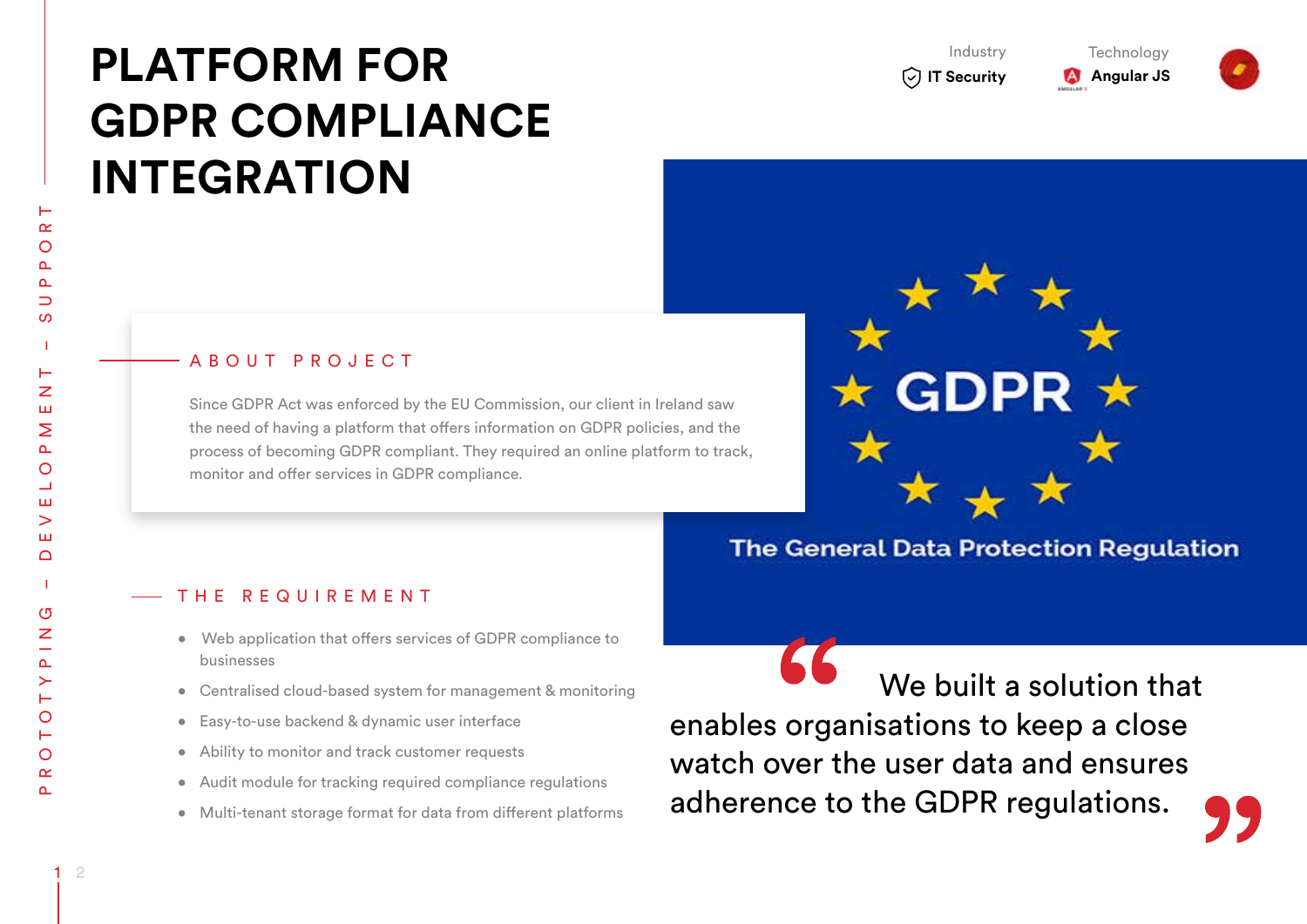# PLATFORM FOR GDPR COMPLIANCE INTEGRATION

Industry
**IT Security**

Technology
**Angular JS**

PROTOTYPING – DEVELOPMENT – SUPPORT

## ABOUT PROJECT

Since GDPR Act was enforced by the EU Commission, our client in Ireland saw the need of having a platform that offers information on GDPR policies, and the process of becoming GDPR compliant. They required an online platform to track, monitor and offer services in GDPR compliance.

## THE REQUIREMENT

- Web application that offers services of GDPR compliance to businesses
- Centralised cloud-based system for management & monitoring
- Easy-to-use backend & dynamic user interface
- Ability to monitor and track customer requests
- Audit module for tracking required compliance regulations
- Multi-tenant storage format for data from different platforms

GDPR

The General Data Protection Regulation

> “We built a solution that enables organisations to keep a close watch over the user data and ensures adherence to the GDPR regulations.”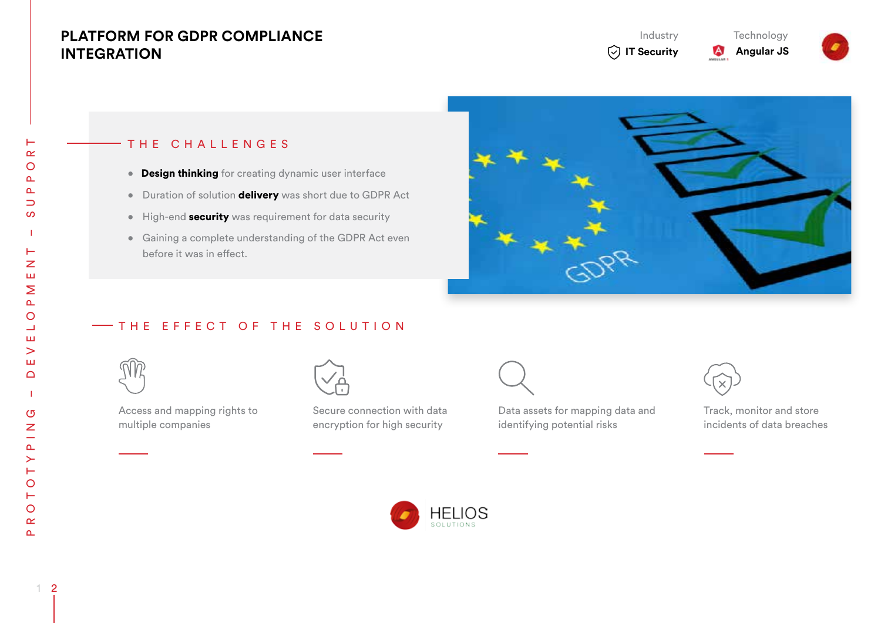# PLATFORM FOR GDPR COMPLIANCE INTEGRATION

Industry
**IT Security**

Technology
**Angular JS**

## THE CHALLENGES

- **Design thinking** for creating dynamic user interface
- Duration of solution **delivery** was short due to GDPR Act
- High-end **security** was requirement for data security
- Gaining a complete understanding of the GDPR Act even before it was in effect.

## THE EFFECT OF THE SOLUTION

- Access and mapping rights to multiple companies
- Secure connection with data encryption for high security
- Data assets for mapping data and identifying potential risks
- Track, monitor and store incidents of data breaches

HELIOS
SOLUTIONS

PROTOTYPING – DEVELOPMENT – SUPPORT